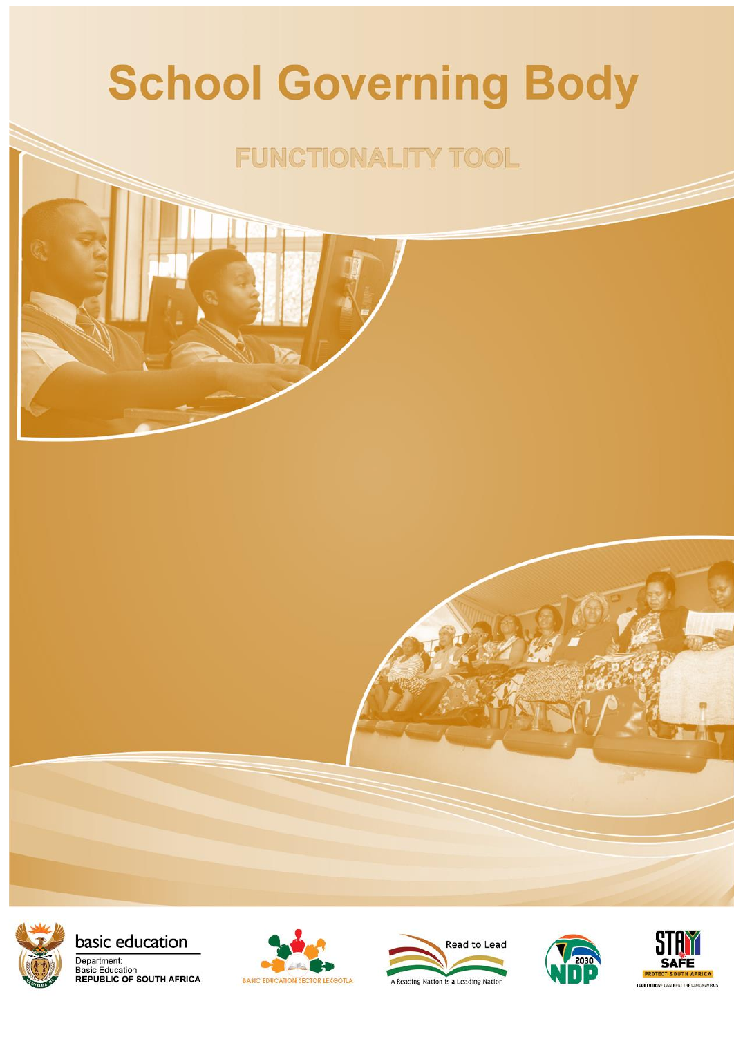# School Governing Body

## FUNCTIONALITY TOOL

basic education

Department:
Basic Education
REPUBLIC OF SOUTH AFRICA

BASIC EDUCATION SECTOR LEKGOTLA

Read to Lead
A Reading Nation is a Leading Nation

2030 NDP

STAY SAFE
PROTECT SOUTH AFRICA
TOGETHER WE CAN BEAT THE CORONAVIRUS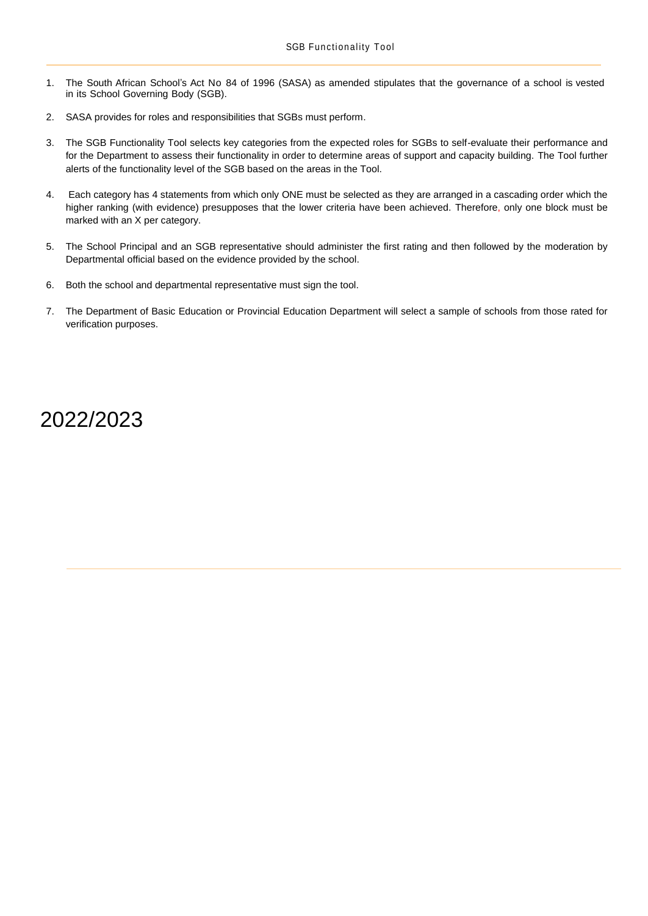1. The South African School's Act No 84 of 1996 (SASA) as amended stipulates that the governance of a school is vested in its School Governing Body (SGB).

2. SASA provides for roles and responsibilities that SGBs must perform.

3. The SGB Functionality Tool selects key categories from the expected roles for SGBs to self-evaluate their performance and for the Department to assess their functionality in order to determine areas of support and capacity building. The Tool further alerts of the functionality level of the SGB based on the areas in the Tool.

4. Each category has 4 statements from which only ONE must be selected as they are arranged in a cascading order which the higher ranking (with evidence) presupposes that the lower criteria have been achieved. Therefore, only one block must be marked with an X per category.

5. The School Principal and an SGB representative should administer the first rating and then followed by the moderation by Departmental official based on the evidence provided by the school.

6. Both the school and departmental representative must sign the tool.

7. The Department of Basic Education or Provincial Education Department will select a sample of schools from those rated for verification purposes.

# 2022/2023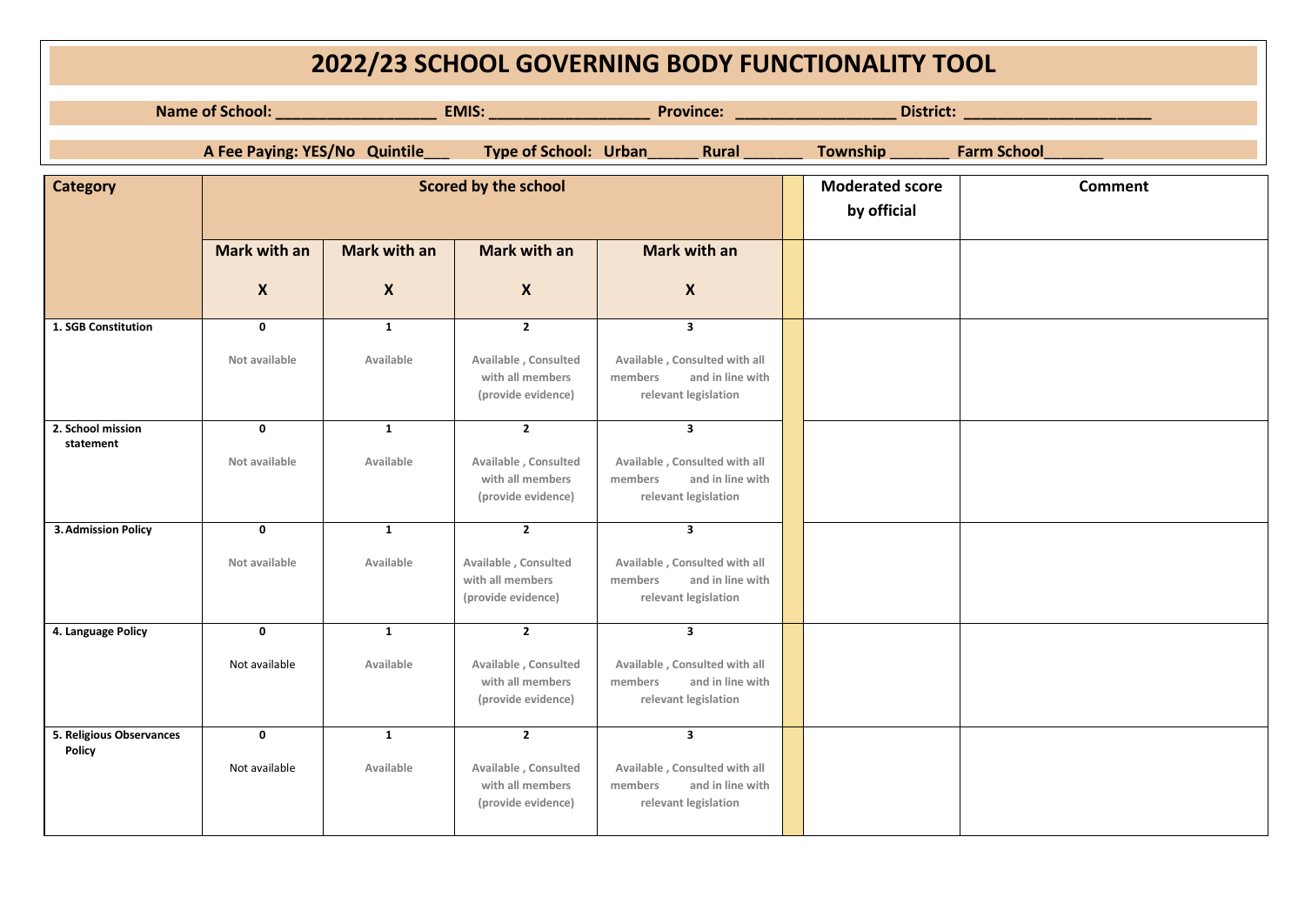# 2022/23 SCHOOL GOVERNING BODY FUNCTIONALITY TOOL

**Name of School: __________________ EMIS: __________________ Province: __________________ District: _____________________**

**A Fee Paying: YES/No Quintile___ Type of School: Urban______ Rural _______ Township _______ Farm School_______**

| Category | Scored by the school | | | | | Moderated score by official | Comment |
|---|---|---|---|---|---|---|---|
| | Mark with an X | Mark with an X | Mark with an X | Mark with an X | | | |
| **1. SGB Constitution** | **0** Not available | **1** Available | **2** Available , Consulted with all members (provide evidence) | **3** Available , Consulted with all members and in line with relevant legislation | | | |
| **2. School mission statement** | **0** Not available | **1** Available | **2** Available , Consulted with all members (provide evidence) | **3** Available , Consulted with all members and in line with relevant legislation | | | |
| **3. Admission Policy** | **0** Not available | **1** Available | **2** Available , Consulted with all members (provide evidence) | **3** Available , Consulted with all members and in line with relevant legislation | | | |
| **4. Language Policy** | **0** Not available | **1** Available | **2** Available , Consulted with all members (provide evidence) | **3** Available , Consulted with all members and in line with relevant legislation | | | |
| **5. Religious Observances Policy** | **0** Not available | **1** Available | **2** Available , Consulted with all members (provide evidence) | **3** Available , Consulted with all members and in line with relevant legislation | | | |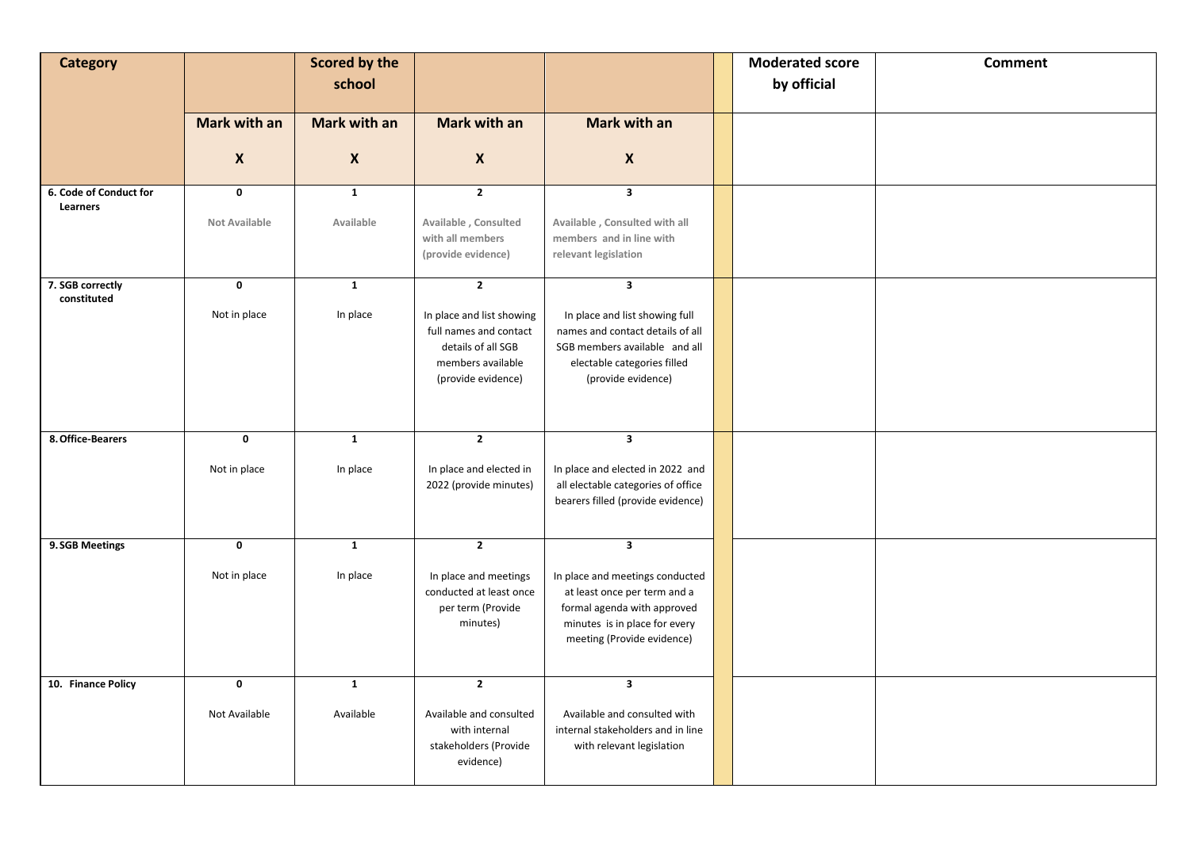| Category | | Scored by the school | | | | Moderated score by official | Comment |
|---|---|---|---|---|---|---|---|
| | Mark with an X | Mark with an X | Mark with an X | Mark with an X | | | |
| 6. Code of Conduct for Learners | 0<br>Not Available | 1<br>Available | 2<br>Available , Consulted with all members (provide evidence) | 3<br>Available , Consulted with all members and in line with relevant legislation | | | |
| 7. SGB correctly constituted | 0<br>Not in place | 1<br>In place | 2<br>In place and list showing full names and contact details of all SGB members available (provide evidence) | 3<br>In place and list showing full names and contact details of all SGB members available and all electable categories filled (provide evidence) | | | |
| 8. Office-Bearers | 0<br>Not in place | 1<br>In place | 2<br>In place and elected in 2022 (provide minutes) | 3<br>In place and elected in 2022 and all electable categories of office bearers filled (provide evidence) | | | |
| 9. SGB Meetings | 0<br>Not in place | 1<br>In place | 2<br>In place and meetings conducted at least once per term (Provide minutes) | 3<br>In place and meetings conducted at least once per term and a formal agenda with approved minutes is in place for every meeting (Provide evidence) | | | |
| 10. Finance Policy | 0<br>Not Available | 1<br>Available | 2<br>Available and consulted with internal stakeholders (Provide evidence) | 3<br>Available and consulted with internal stakeholders and in line with relevant legislation | | | |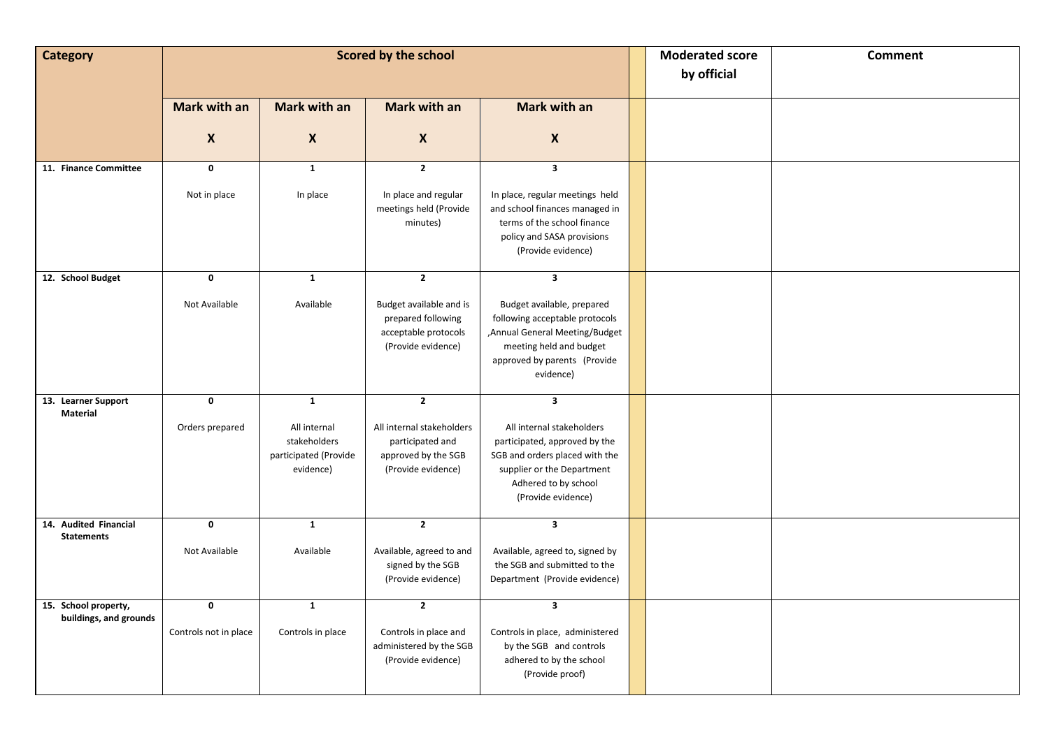| Category | Scored by the school | | | | | Moderated score by official | Comment |
|---|---|---|---|---|---|---|---|
| | Mark with an X | Mark with an X | Mark with an X | Mark with an X | | | |
| **11. Finance Committee** | **0** Not in place | **1** In place | **2** In place and regular meetings held (Provide minutes) | **3** In place, regular meetings held and school finances managed in terms of the school finance policy and SASA provisions (Provide evidence) | | | |
| **12. School Budget** | **0** Not Available | **1** Available | **2** Budget available and is prepared following acceptable protocols (Provide evidence) | **3** Budget available, prepared following acceptable protocols ,Annual General Meeting/Budget meeting held and budget approved by parents (Provide evidence) | | | |
| **13. Learner Support Material** | **0** Orders prepared | **1** All internal stakeholders participated (Provide evidence) | **2** All internal stakeholders participated and approved by the SGB (Provide evidence) | **3** All internal stakeholders participated, approved by the SGB and orders placed with the supplier or the Department Adhered to by school (Provide evidence) | | | |
| **14. Audited Financial Statements** | **0** Not Available | **1** Available | **2** Available, agreed to and signed by the SGB (Provide evidence) | **3** Available, agreed to, signed by the SGB and submitted to the Department (Provide evidence) | | | |
| **15. School property, buildings, and grounds** | **0** Controls not in place | **1** Controls in place | **2** Controls in place and administered by the SGB (Provide evidence) | **3** Controls in place, administered by the SGB and controls adhered to by the school (Provide proof) | | | |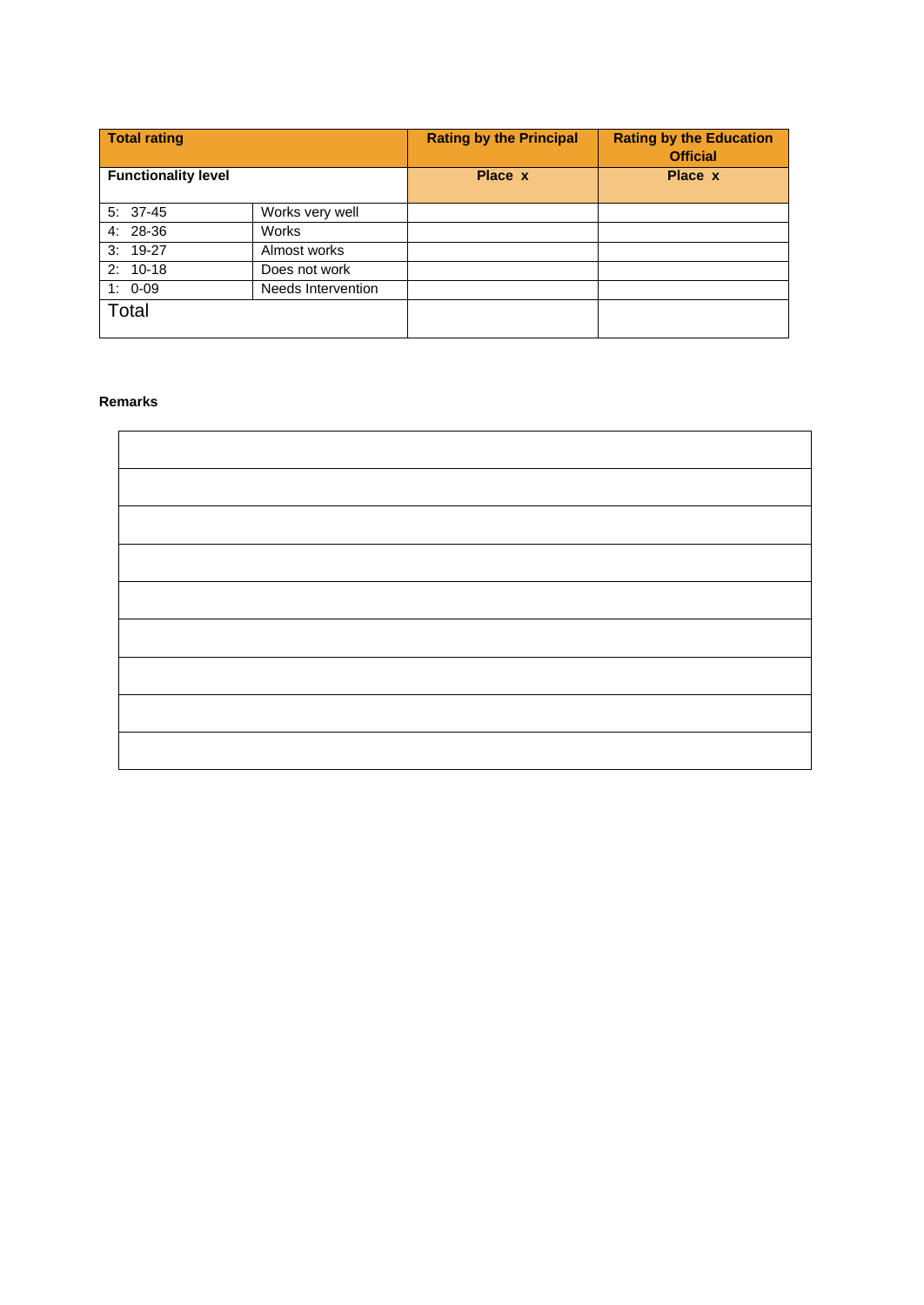| Total rating | | Rating by the Principal | Rating by the Education Official |
|---|---|---|---|
| **Functionality level** | | **Place x** | **Place x** |
| 5: 37-45 | Works very well | | |
| 4: 28-36 | Works | | |
| 3: 19-27 | Almost works | | |
| 2: 10-18 | Does not work | | |
| 1: 0-09 | Needs Intervention | | |
| Total | | | |

**Remarks**

| |
|---|
| |
| |
| |
| |
| |
| |
| |
| |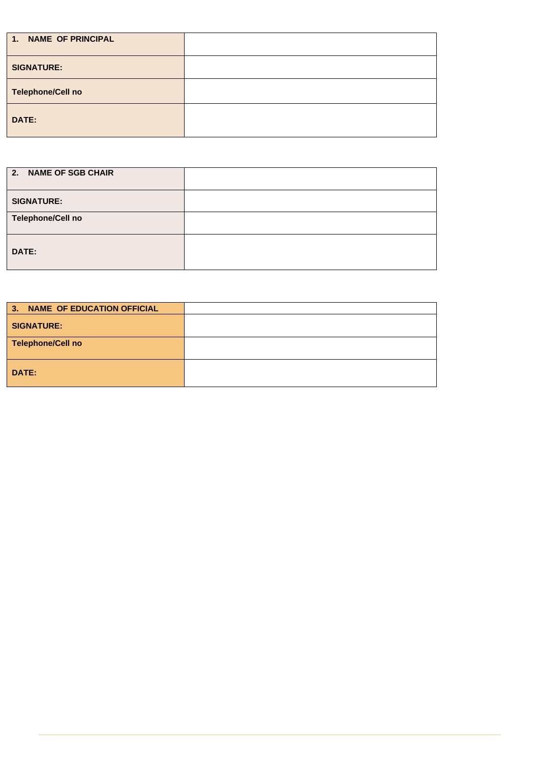| 1. NAME OF PRINCIPAL | |
|---|---|
| SIGNATURE: | |
| Telephone/Cell no | |
| DATE: | |

| 2. NAME OF SGB CHAIR | |
|---|---|
| SIGNATURE: | |
| Telephone/Cell no | |
| DATE: | |

| 3. NAME OF EDUCATION OFFICIAL | |
|---|---|
| SIGNATURE: | |
| Telephone/Cell no | |
| DATE: | |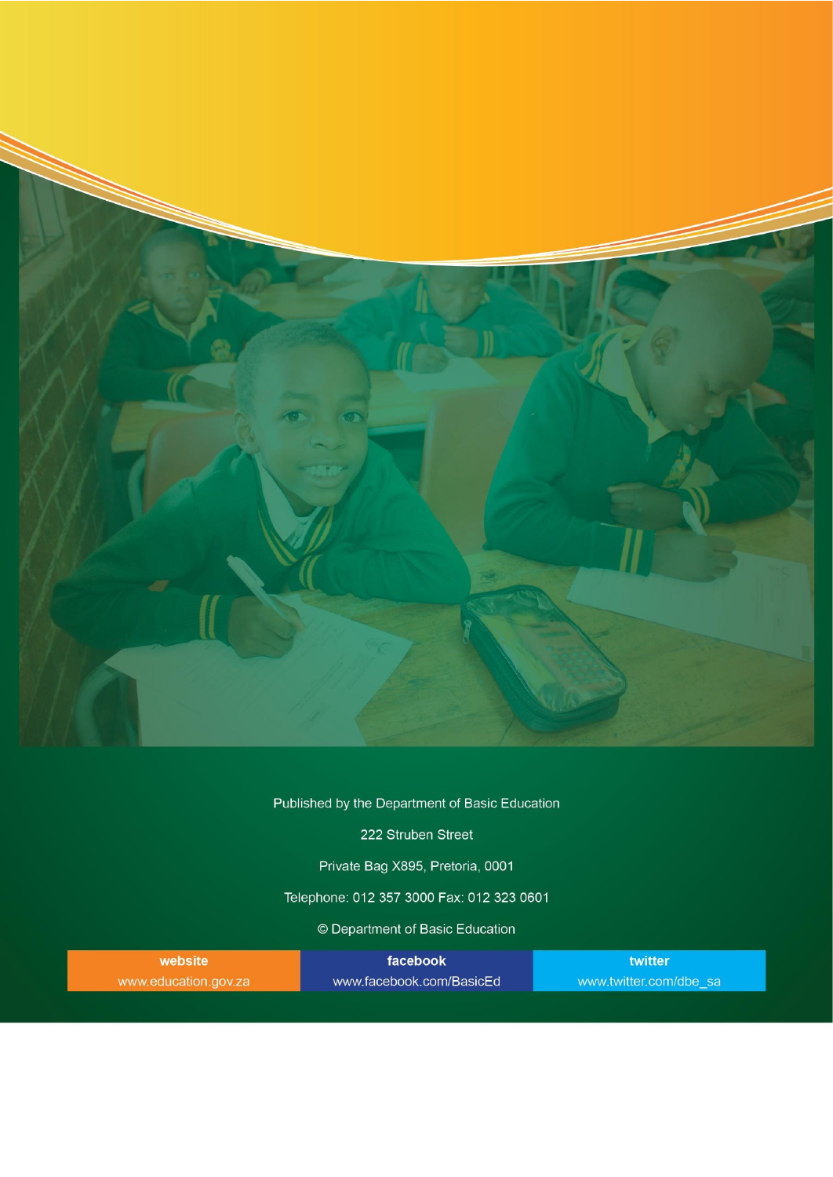Published by the Department of Basic Education

222 Struben Street

Private Bag X895, Pretoria, 0001

Telephone: 012 357 3000 Fax: 012 323 0601

© Department of Basic Education

| website | facebook | twitter |
| --- | --- | --- |
| www.education.gov.za | www.facebook.com/BasicEd | www.twitter.com/dbe_sa |